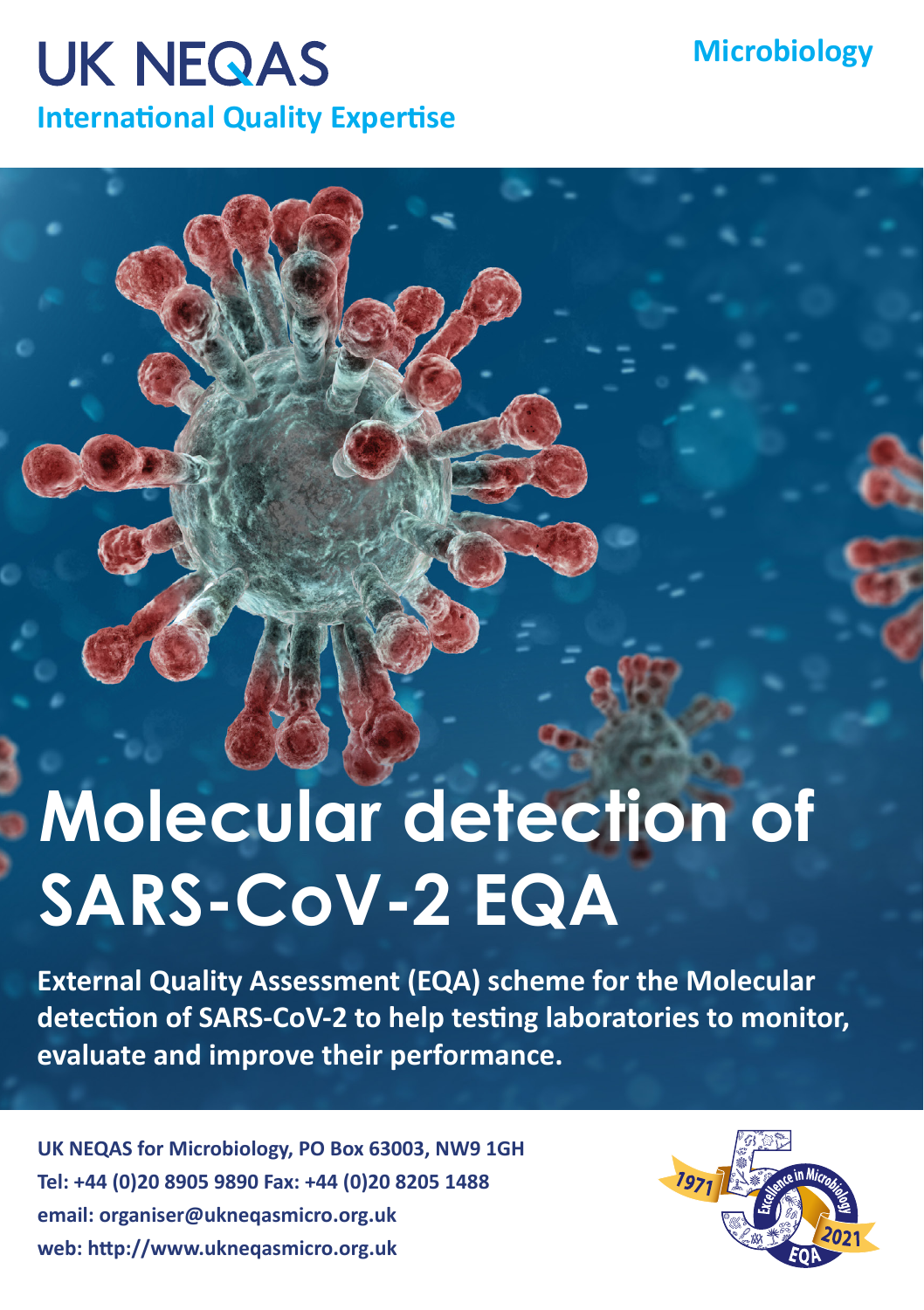UK NEQAS

**International Quality Expertise**

**Microbiology**

# Molecular detection of SARS-CoV-2 EQA

**External Quality Assessment (EQA) scheme for the Molecular detection of SARS-CoV-2 to help testing laboratories to monitor, evaluate and improve their performance.**

**UK NEQAS for Microbiology, PO Box 63003, NW9 1GH**
**Tel: +44 (0)20 8905 9890 Fax: +44 (0)20 8205 1488**
**email: organiser@ukneqasmicro.org.uk**
**web: http://www.ukneqasmicro.org.uk**

1971 Excellence in Microbiology 2021 EQA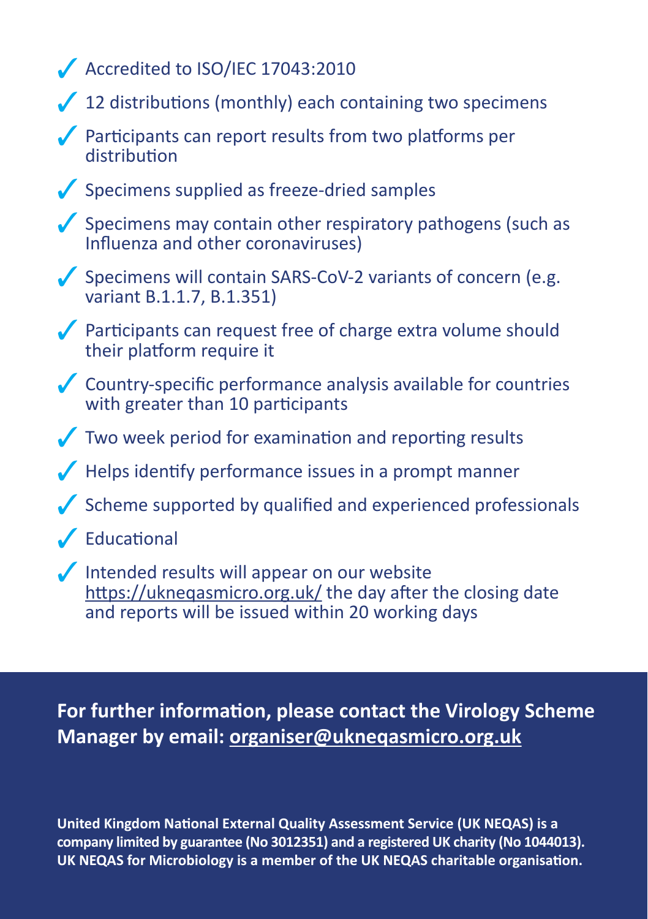- ✓ Accredited to ISO/IEC 17043:2010
- ✓ 12 distributions (monthly) each containing two specimens
- ✓ Participants can report results from two platforms per distribution
- ✓ Specimens supplied as freeze-dried samples
- ✓ Specimens may contain other respiratory pathogens (such as Influenza and other coronaviruses)
- ✓ Specimens will contain SARS-CoV-2 variants of concern (e.g. variant B.1.1.7, B.1.351)
- ✓ Participants can request free of charge extra volume should their platform require it
- ✓ Country-specific performance analysis available for countries with greater than 10 participants
- ✓ Two week period for examination and reporting results
- ✓ Helps identify performance issues in a prompt manner
- ✓ Scheme supported by qualified and experienced professionals
- ✓ Educational
- ✓ Intended results will appear on our website https://ukneqasmicro.org.uk/ the day after the closing date and reports will be issued within 20 working days

**For further information, please contact the Virology Scheme Manager by email: organiser@ukneqasmicro.org.uk**

**United Kingdom National External Quality Assessment Service (UK NEQAS) is a company limited by guarantee (No 3012351) and a registered UK charity (No 1044013). UK NEQAS for Microbiology is a member of the UK NEQAS charitable organisation.**